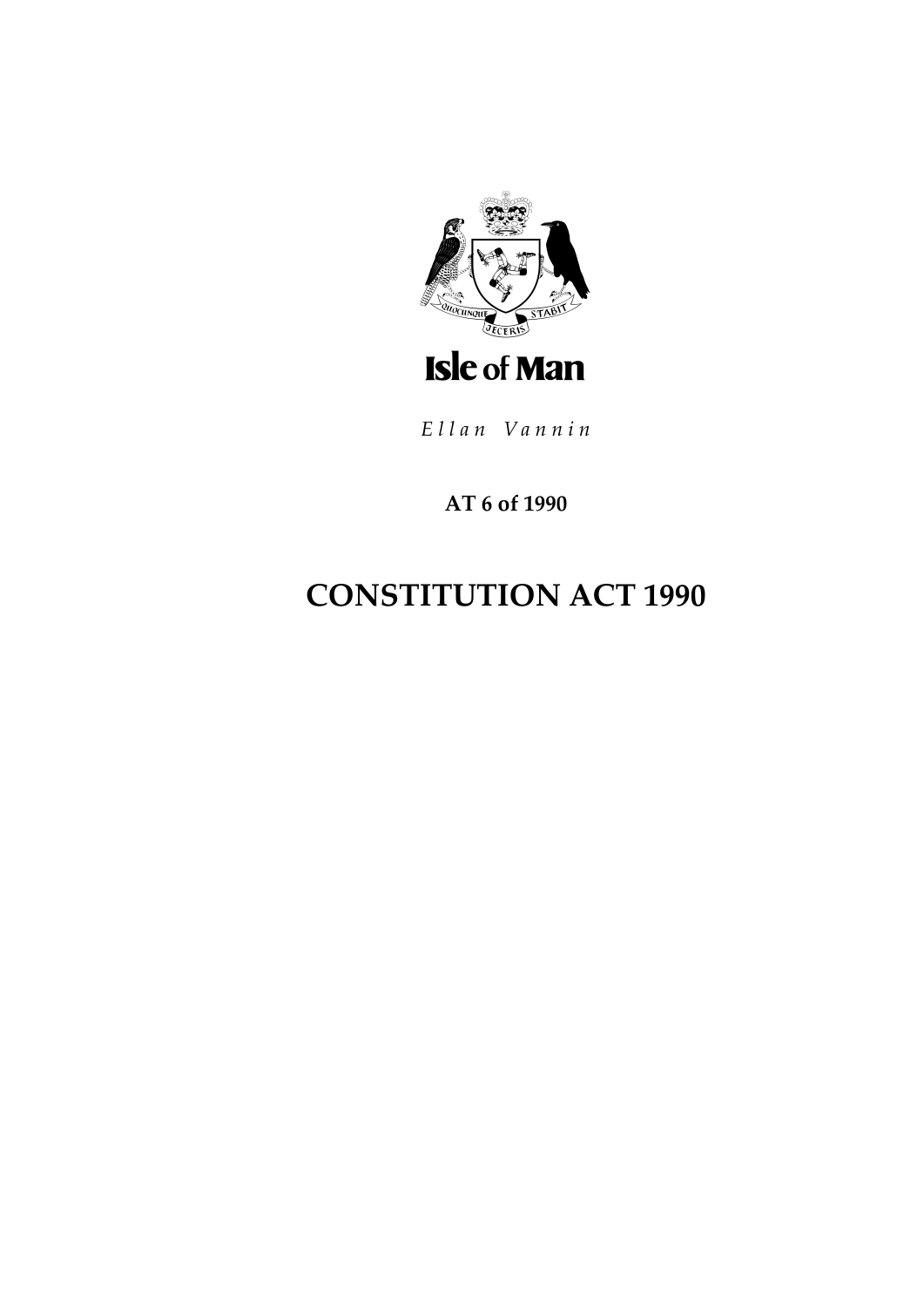Isle of Man

*Ellan Vannin*

**AT 6 of 1990**

# CONSTITUTION ACT 1990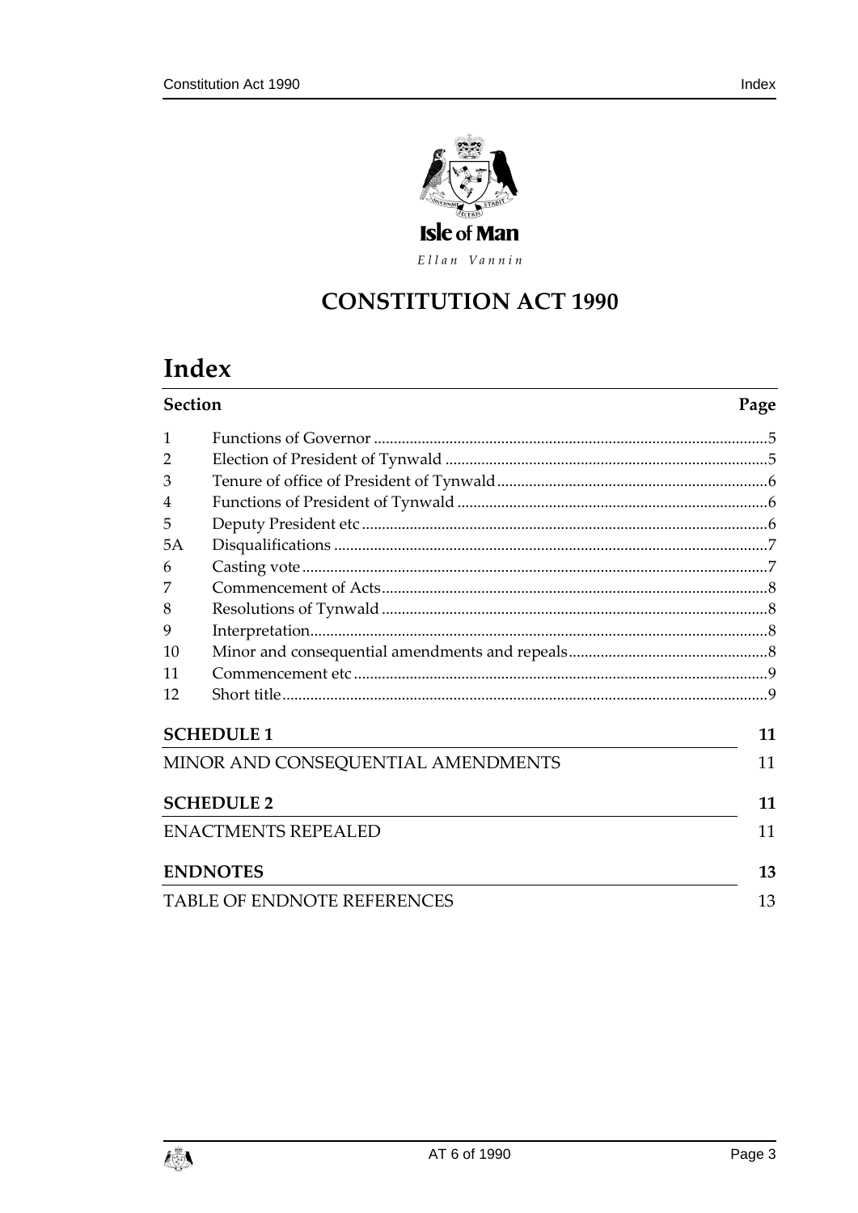Isle of Man

*Ellan Vannin*

# CONSTITUTION ACT 1990

## Index

| Section | | Page |
|---|---|---|
| 1 | Functions of Governor | 5 |
| 2 | Election of President of Tynwald | 5 |
| 3 | Tenure of office of President of Tynwald | 6 |
| 4 | Functions of President of Tynwald | 6 |
| 5 | Deputy President etc | 6 |
| 5A | Disqualifications | 7 |
| 6 | Casting vote | 7 |
| 7 | Commencement of Acts | 8 |
| 8 | Resolutions of Tynwald | 8 |
| 9 | Interpretation | 8 |
| 10 | Minor and consequential amendments and repeals | 8 |
| 11 | Commencement etc | 9 |
| 12 | Short title | 9 |

**SCHEDULE 1** — 11

MINOR AND CONSEQUENTIAL AMENDMENTS — 11

**SCHEDULE 2** — 11

ENACTMENTS REPEALED — 11

**ENDNOTES** — 13

TABLE OF ENDNOTE REFERENCES — 13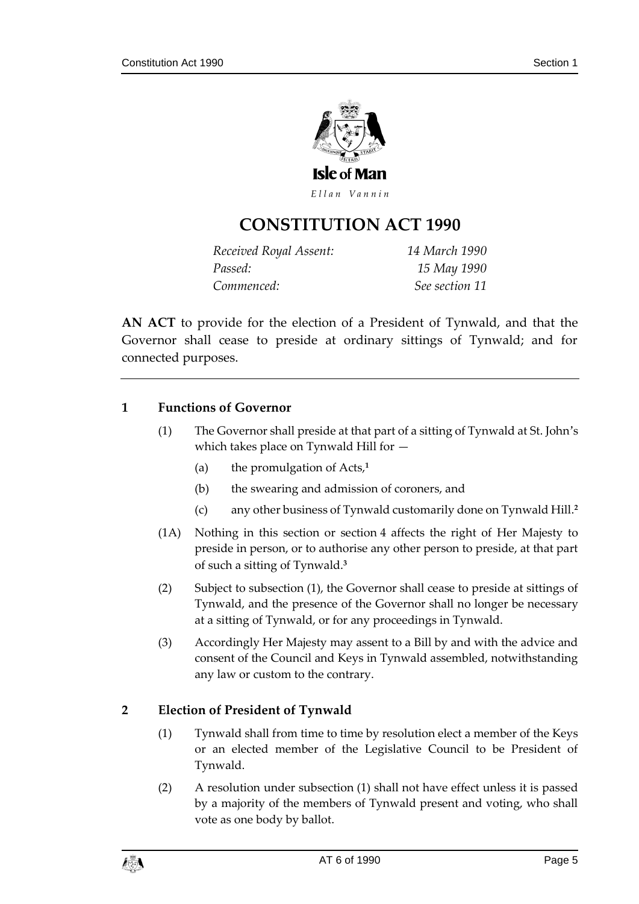Isle of Man

*Ellan Vannin*

# CONSTITUTION ACT 1990

| | |
|---|---|
| *Received Royal Assent:* | *14 March 1990* |
| *Passed:* | *15 May 1990* |
| *Commenced:* | *See section 11* |

**AN ACT** to provide for the election of a President of Tynwald, and that the Governor shall cease to preside at ordinary sittings of Tynwald; and for connected purposes.

---

### 1 Functions of Governor

(1) The Governor shall preside at that part of a sitting of Tynwald at St. John's which takes place on Tynwald Hill for —

(a) the promulgation of Acts,[1]

(b) the swearing and admission of coroners, and

(c) any other business of Tynwald customarily done on Tynwald Hill.[2]

(1A) Nothing in this section or section 4 affects the right of Her Majesty to preside in person, or to authorise any other person to preside, at that part of such a sitting of Tynwald.[3]

(2) Subject to subsection (1), the Governor shall cease to preside at sittings of Tynwald, and the presence of the Governor shall no longer be necessary at a sitting of Tynwald, or for any proceedings in Tynwald.

(3) Accordingly Her Majesty may assent to a Bill by and with the advice and consent of the Council and Keys in Tynwald assembled, notwithstanding any law or custom to the contrary.

### 2 Election of President of Tynwald

(1) Tynwald shall from time to time by resolution elect a member of the Keys or an elected member of the Legislative Council to be President of Tynwald.

(2) A resolution under subsection (1) shall not have effect unless it is passed by a majority of the members of Tynwald present and voting, who shall vote as one body by ballot.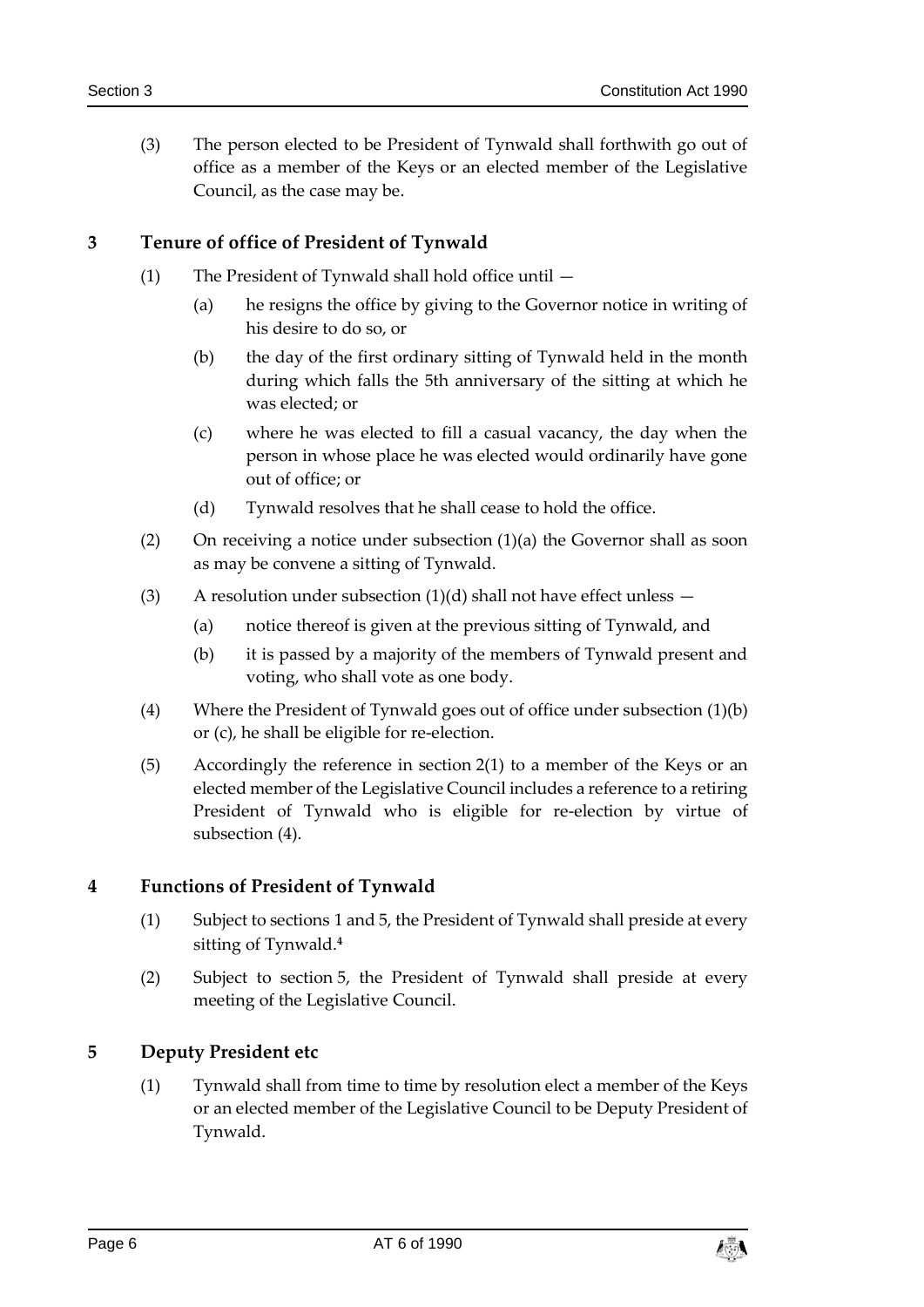(3) The person elected to be President of Tynwald shall forthwith go out of office as a member of the Keys or an elected member of the Legislative Council, as the case may be.

## 3 Tenure of office of President of Tynwald

(1) The President of Tynwald shall hold office until —

(a) he resigns the office by giving to the Governor notice in writing of his desire to do so, or

(b) the day of the first ordinary sitting of Tynwald held in the month during which falls the 5th anniversary of the sitting at which he was elected; or

(c) where he was elected to fill a casual vacancy, the day when the person in whose place he was elected would ordinarily have gone out of office; or

(d) Tynwald resolves that he shall cease to hold the office.

(2) On receiving a notice under subsection (1)(a) the Governor shall as soon as may be convene a sitting of Tynwald.

(3) A resolution under subsection (1)(d) shall not have effect unless —

(a) notice thereof is given at the previous sitting of Tynwald, and

(b) it is passed by a majority of the members of Tynwald present and voting, who shall vote as one body.

(4) Where the President of Tynwald goes out of office under subsection (1)(b) or (c), he shall be eligible for re-election.

(5) Accordingly the reference in section 2(1) to a member of the Keys or an elected member of the Legislative Council includes a reference to a retiring President of Tynwald who is eligible for re-election by virtue of subsection (4).

## 4 Functions of President of Tynwald

(1) Subject to sections 1 and 5, the President of Tynwald shall preside at every sitting of Tynwald.[4]

(2) Subject to section 5, the President of Tynwald shall preside at every meeting of the Legislative Council.

## 5 Deputy President etc

(1) Tynwald shall from time to time by resolution elect a member of the Keys or an elected member of the Legislative Council to be Deputy President of Tynwald.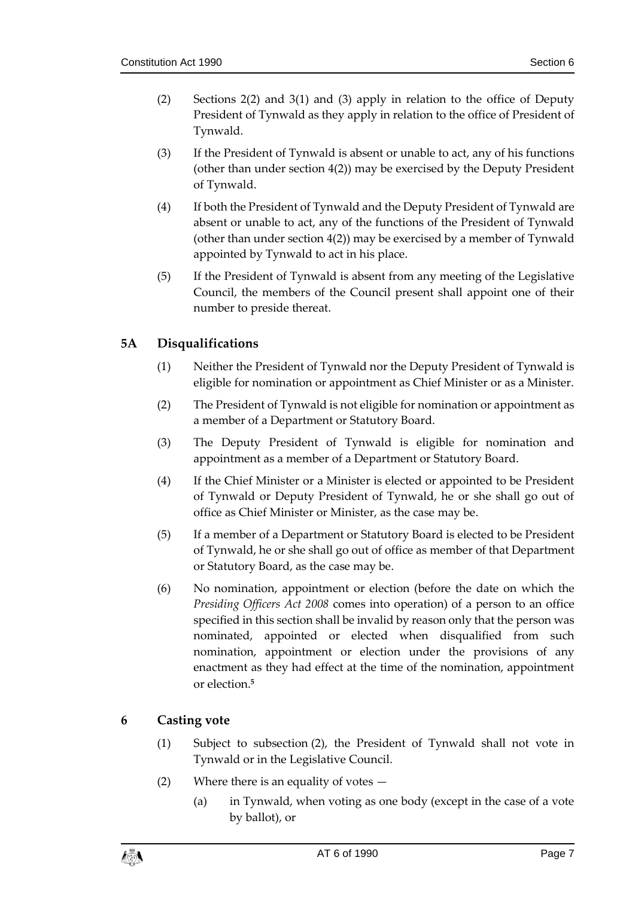(2) Sections 2(2) and 3(1) and (3) apply in relation to the office of Deputy President of Tynwald as they apply in relation to the office of President of Tynwald.

(3) If the President of Tynwald is absent or unable to act, any of his functions (other than under section 4(2)) may be exercised by the Deputy President of Tynwald.

(4) If both the President of Tynwald and the Deputy President of Tynwald are absent or unable to act, any of the functions of the President of Tynwald (other than under section 4(2)) may be exercised by a member of Tynwald appointed by Tynwald to act in his place.

(5) If the President of Tynwald is absent from any meeting of the Legislative Council, the members of the Council present shall appoint one of their number to preside thereat.

## 5A Disqualifications

(1) Neither the President of Tynwald nor the Deputy President of Tynwald is eligible for nomination or appointment as Chief Minister or as a Minister.

(2) The President of Tynwald is not eligible for nomination or appointment as a member of a Department or Statutory Board.

(3) The Deputy President of Tynwald is eligible for nomination and appointment as a member of a Department or Statutory Board.

(4) If the Chief Minister or a Minister is elected or appointed to be President of Tynwald or Deputy President of Tynwald, he or she shall go out of office as Chief Minister or Minister, as the case may be.

(5) If a member of a Department or Statutory Board is elected to be President of Tynwald, he or she shall go out of office as member of that Department or Statutory Board, as the case may be.

(6) No nomination, appointment or election (before the date on which the *Presiding Officers Act 2008* comes into operation) of a person to an office specified in this section shall be invalid by reason only that the person was nominated, appointed or elected when disqualified from such nomination, appointment or election under the provisions of any enactment as they had effect at the time of the nomination, appointment or election.[5]

## 6 Casting vote

(1) Subject to subsection (2), the President of Tynwald shall not vote in Tynwald or in the Legislative Council.

(2) Where there is an equality of votes —

(a) in Tynwald, when voting as one body (except in the case of a vote by ballot), or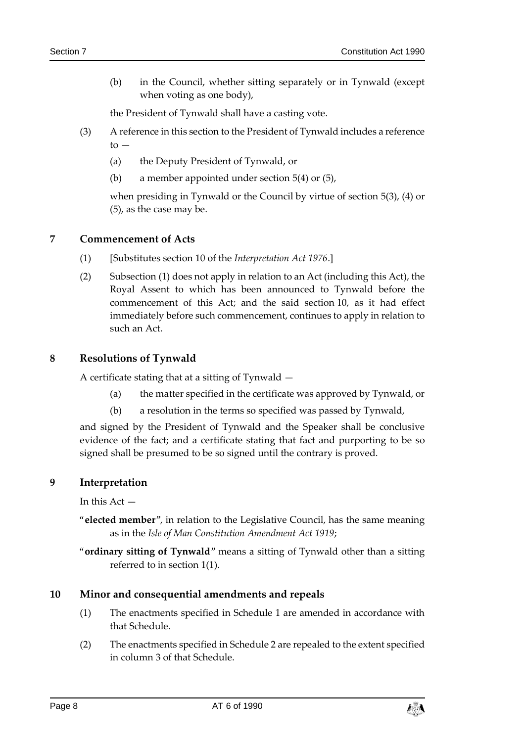(b) in the Council, whether sitting separately or in Tynwald (except when voting as one body),

the President of Tynwald shall have a casting vote.

(3) A reference in this section to the President of Tynwald includes a reference to —

(a) the Deputy President of Tynwald, or

(b) a member appointed under section 5(4) or (5),

when presiding in Tynwald or the Council by virtue of section 5(3), (4) or (5), as the case may be.

## 7 Commencement of Acts

(1) [Substitutes section 10 of the *Interpretation Act 1976*.]

(2) Subsection (1) does not apply in relation to an Act (including this Act), the Royal Assent to which has been announced to Tynwald before the commencement of this Act; and the said section 10, as it had effect immediately before such commencement, continues to apply in relation to such an Act.

## 8 Resolutions of Tynwald

A certificate stating that at a sitting of Tynwald —

(a) the matter specified in the certificate was approved by Tynwald, or

(b) a resolution in the terms so specified was passed by Tynwald,

and signed by the President of Tynwald and the Speaker shall be conclusive evidence of the fact; and a certificate stating that fact and purporting to be so signed shall be presumed to be so signed until the contrary is proved.

## 9 Interpretation

In this Act —

"**elected member**", in relation to the Legislative Council, has the same meaning as in the *Isle of Man Constitution Amendment Act 1919*;

"**ordinary sitting of Tynwald**" means a sitting of Tynwald other than a sitting referred to in section 1(1).

## 10 Minor and consequential amendments and repeals

(1) The enactments specified in Schedule 1 are amended in accordance with that Schedule.

(2) The enactments specified in Schedule 2 are repealed to the extent specified in column 3 of that Schedule.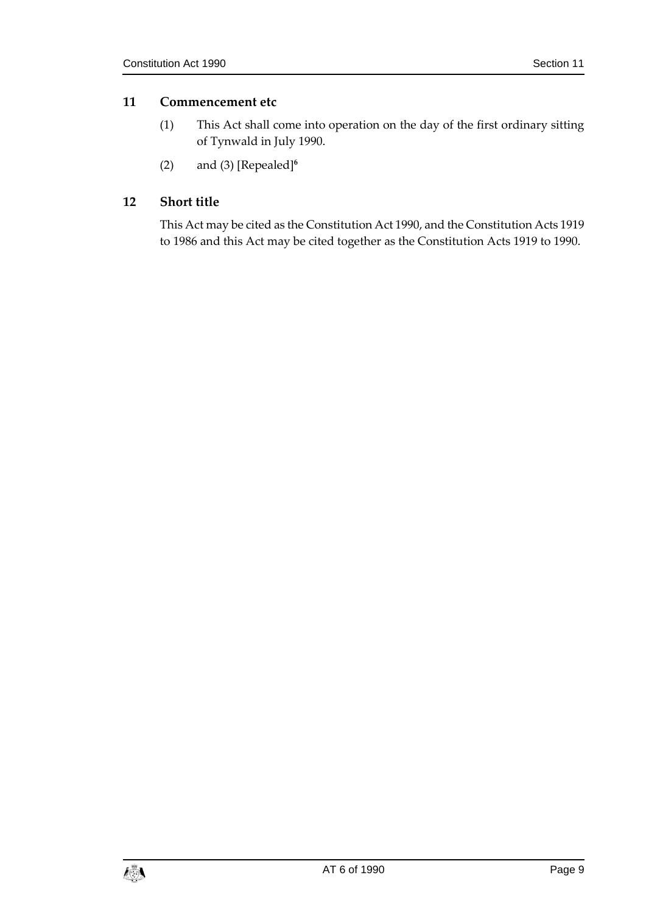### 11 Commencement etc

(1) This Act shall come into operation on the day of the first ordinary sitting of Tynwald in July 1990.

(2) and (3) [Repealed][6]

### 12 Short title

This Act may be cited as the Constitution Act 1990, and the Constitution Acts 1919 to 1986 and this Act may be cited together as the Constitution Acts 1919 to 1990.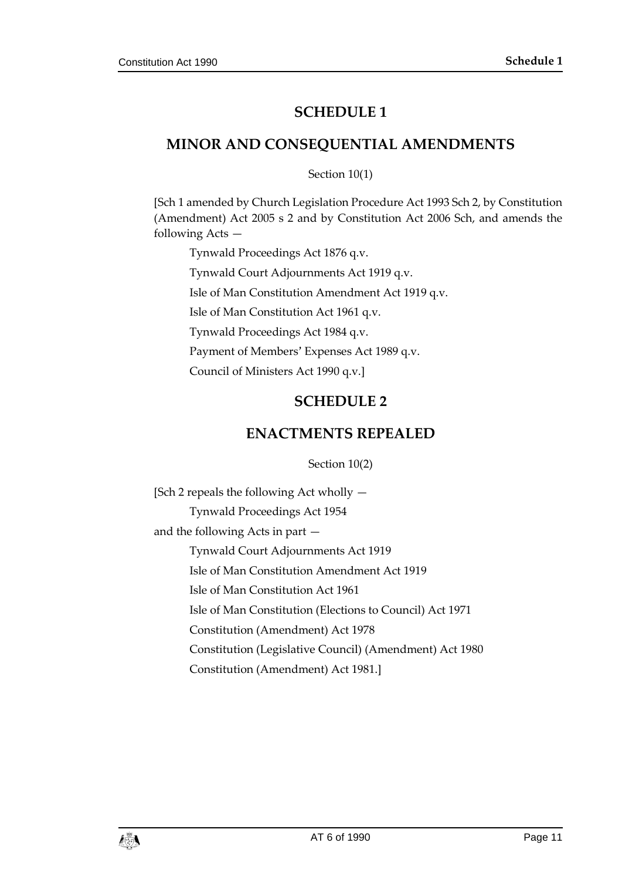# SCHEDULE 1

## MINOR AND CONSEQUENTIAL AMENDMENTS

Section 10(1)

[Sch 1 amended by Church Legislation Procedure Act 1993 Sch 2, by Constitution (Amendment) Act 2005 s 2 and by Constitution Act 2006 Sch, and amends the following Acts —

Tynwald Proceedings Act 1876 q.v.

Tynwald Court Adjournments Act 1919 q.v.

Isle of Man Constitution Amendment Act 1919 q.v.

Isle of Man Constitution Act 1961 q.v.

Tynwald Proceedings Act 1984 q.v.

Payment of Members' Expenses Act 1989 q.v.

Council of Ministers Act 1990 q.v.]

# SCHEDULE 2

## ENACTMENTS REPEALED

Section 10(2)

[Sch 2 repeals the following Act wholly —

Tynwald Proceedings Act 1954

and the following Acts in part —

Tynwald Court Adjournments Act 1919

Isle of Man Constitution Amendment Act 1919

Isle of Man Constitution Act 1961

Isle of Man Constitution (Elections to Council) Act 1971

Constitution (Amendment) Act 1978

Constitution (Legislative Council) (Amendment) Act 1980

Constitution (Amendment) Act 1981.]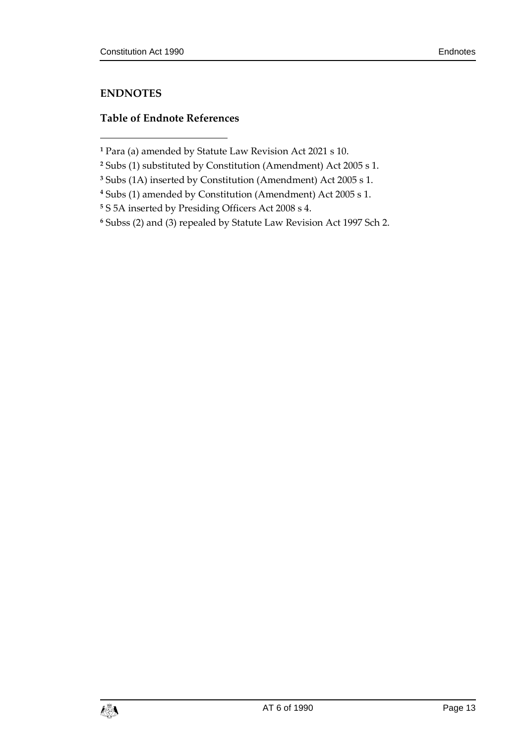## ENDNOTES

### Table of Endnote References

[1] Para (a) amended by Statute Law Revision Act 2021 s 10.

[2] Subs (1) substituted by Constitution (Amendment) Act 2005 s 1.

[3] Subs (1A) inserted by Constitution (Amendment) Act 2005 s 1.

[4] Subs (1) amended by Constitution (Amendment) Act 2005 s 1.

[5] S 5A inserted by Presiding Officers Act 2008 s 4.

[6] Subss (2) and (3) repealed by Statute Law Revision Act 1997 Sch 2.